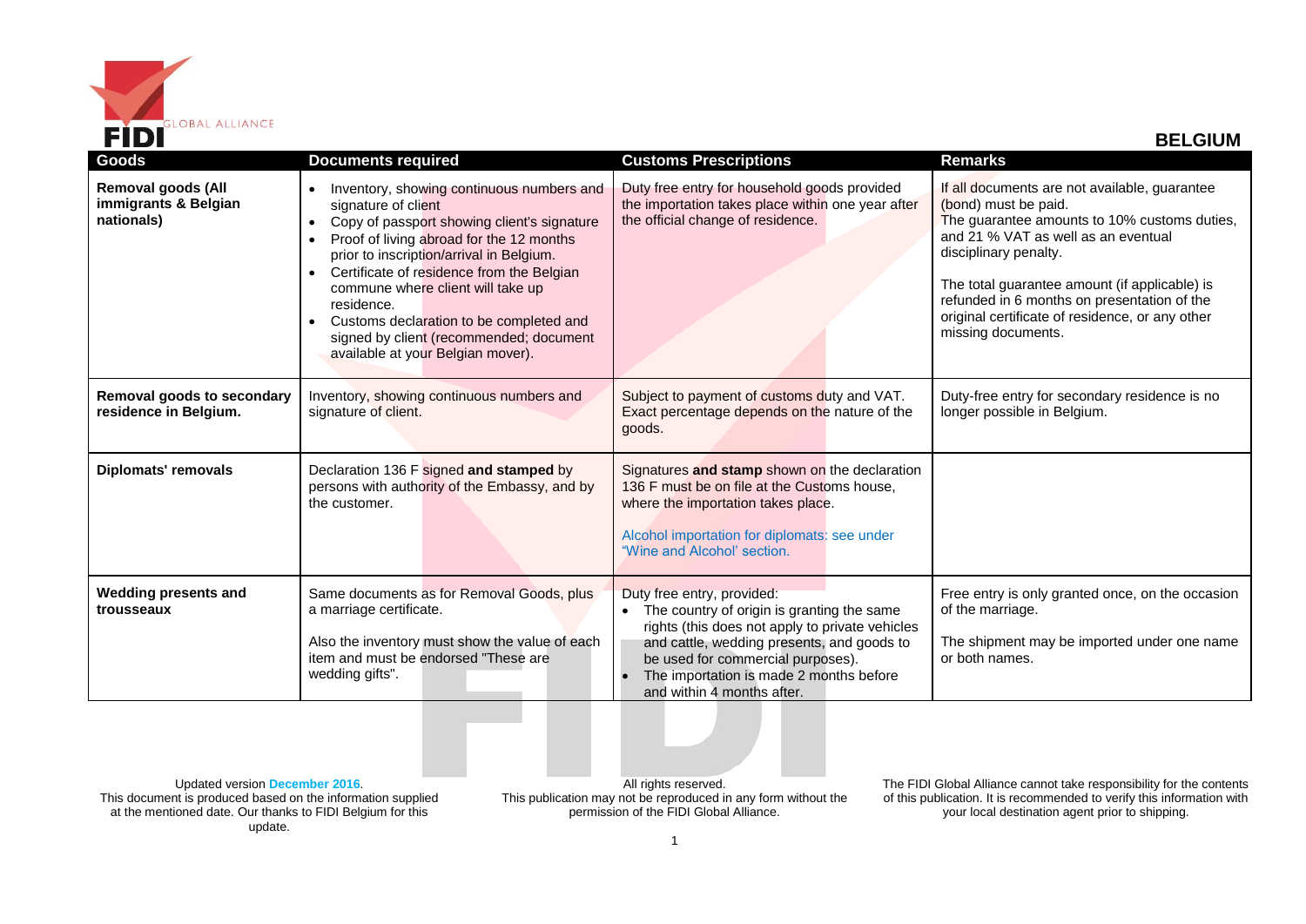# BELGIUM

| Goods | Documents required | Customs Prescriptions | Remarks |
|---|---|---|---|
| **Removal goods (All immigrants & Belgian nationals)** | • Inventory, showing continuous numbers and signature of client<br>• Copy of passport showing client's signature<br>• Proof of living abroad for the 12 months prior to inscription/arrival in Belgium.<br>• Certificate of residence from the Belgian commune where client will take up residence.<br>• Customs declaration to be completed and signed by client (recommended; document available at your Belgian mover). | Duty free entry for household goods provided the importation takes place within one year after the official change of residence. | If all documents are not available, guarantee (bond) must be paid.<br>The guarantee amounts to 10% customs duties, and 21 % VAT as well as an eventual disciplinary penalty.<br><br>The total guarantee amount (if applicable) is refunded in 6 months on presentation of the original certificate of residence, or any other missing documents. |
| **Removal goods to secondary residence in Belgium.** | Inventory, showing continuous numbers and signature of client. | Subject to payment of customs duty and VAT. Exact percentage depends on the nature of the goods. | Duty-free entry for secondary residence is no longer possible in Belgium. |
| **Diplomats' removals** | Declaration 136 F signed **and stamped** by persons with authority of the Embassy, and by the customer. | Signatures **and stamp** shown on the declaration 136 F must be on file at the Customs house, where the importation takes place.<br><br>Alcohol importation for diplomats: see under 'Wine and Alcohol' section. | |
| **Wedding presents and trousseaux** | Same documents as for Removal Goods, plus a marriage certificate.<br><br>Also the inventory must show the value of each item and must be endorsed "These are wedding gifts". | Duty free entry, provided:<br>• The country of origin is granting the same rights (this does not apply to private vehicles and cattle, wedding presents, and goods to be used for commercial purposes).<br>• The importation is made 2 months before and within 4 months after. | Free entry is only granted once, on the occasion of the marriage.<br><br>The shipment may be imported under one name or both names. |

Updated version December 2016.
This document is produced based on the information supplied at the mentioned date. Our thanks to FIDI Belgium for this update.

All rights reserved.
This publication may not be reproduced in any form without the permission of the FIDI Global Alliance.

The FIDI Global Alliance cannot take responsibility for the contents of this publication. It is recommended to verify this information with your local destination agent prior to shipping.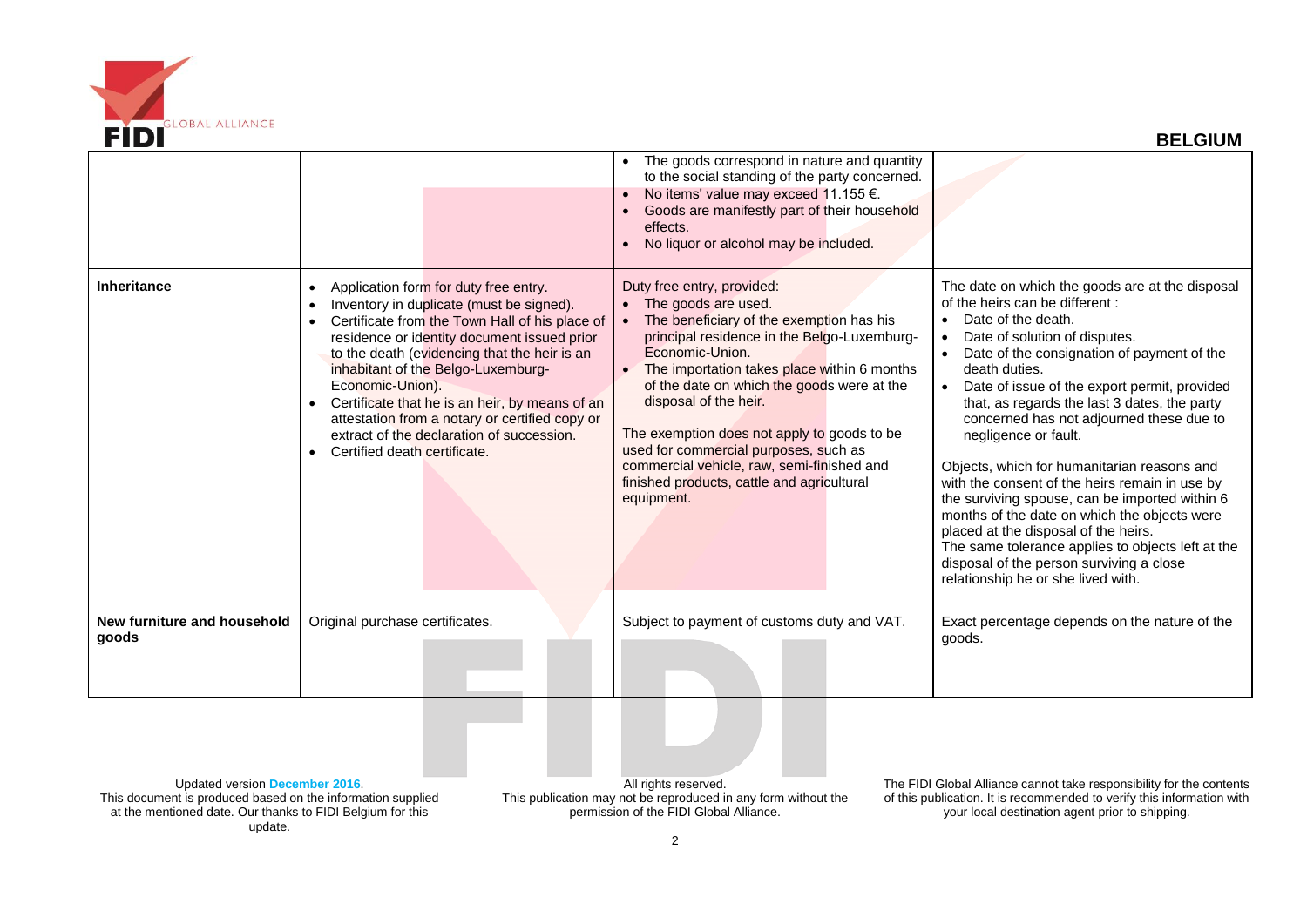## BELGIUM

| | | | |
|---|---|---|---|
| | | • The goods correspond in nature and quantity to the social standing of the party concerned.<br>• No items' value may exceed 11.155 €.<br>• Goods are manifestly part of their household effects.<br>• No liquor or alcohol may be included. | |
| **Inheritance** | • Application form for duty free entry.<br>• Inventory in duplicate (must be signed).<br>• Certificate from the Town Hall of his place of residence or identity document issued prior to the death (evidencing that the heir is an inhabitant of the Belgo-Luxemburg-Economic-Union).<br>• Certificate that he is an heir, by means of an attestation from a notary or certified copy or extract of the declaration of succession.<br>• Certified death certificate. | Duty free entry, provided:<br>• The goods are used.<br>• The beneficiary of the exemption has his principal residence in the Belgo-Luxemburg-Economic-Union.<br>• The importation takes place within 6 months of the date on which the goods were at the disposal of the heir.<br><br>The exemption does not apply to goods to be used for commercial purposes, such as commercial vehicle, raw, semi-finished and finished products, cattle and agricultural equipment. | The date on which the goods are at the disposal of the heirs can be different :<br>• Date of the death.<br>• Date of solution of disputes.<br>• Date of the consignation of payment of the death duties.<br>• Date of issue of the export permit, provided that, as regards the last 3 dates, the party concerned has not adjourned these due to negligence or fault.<br><br>Objects, which for humanitarian reasons and with the consent of the heirs remain in use by the surviving spouse, can be imported within 6 months of the date on which the objects were placed at the disposal of the heirs.<br>The same tolerance applies to objects left at the disposal of the person surviving a close relationship he or she lived with. |
| **New furniture and household goods** | Original purchase certificates. | Subject to payment of customs duty and VAT. | Exact percentage depends on the nature of the goods. |

Updated version December 2016.
This document is produced based on the information supplied at the mentioned date. Our thanks to FIDI Belgium for this update.

All rights reserved.
This publication may not be reproduced in any form without the permission of the FIDI Global Alliance.

The FIDI Global Alliance cannot take responsibility for the contents of this publication. It is recommended to verify this information with your local destination agent prior to shipping.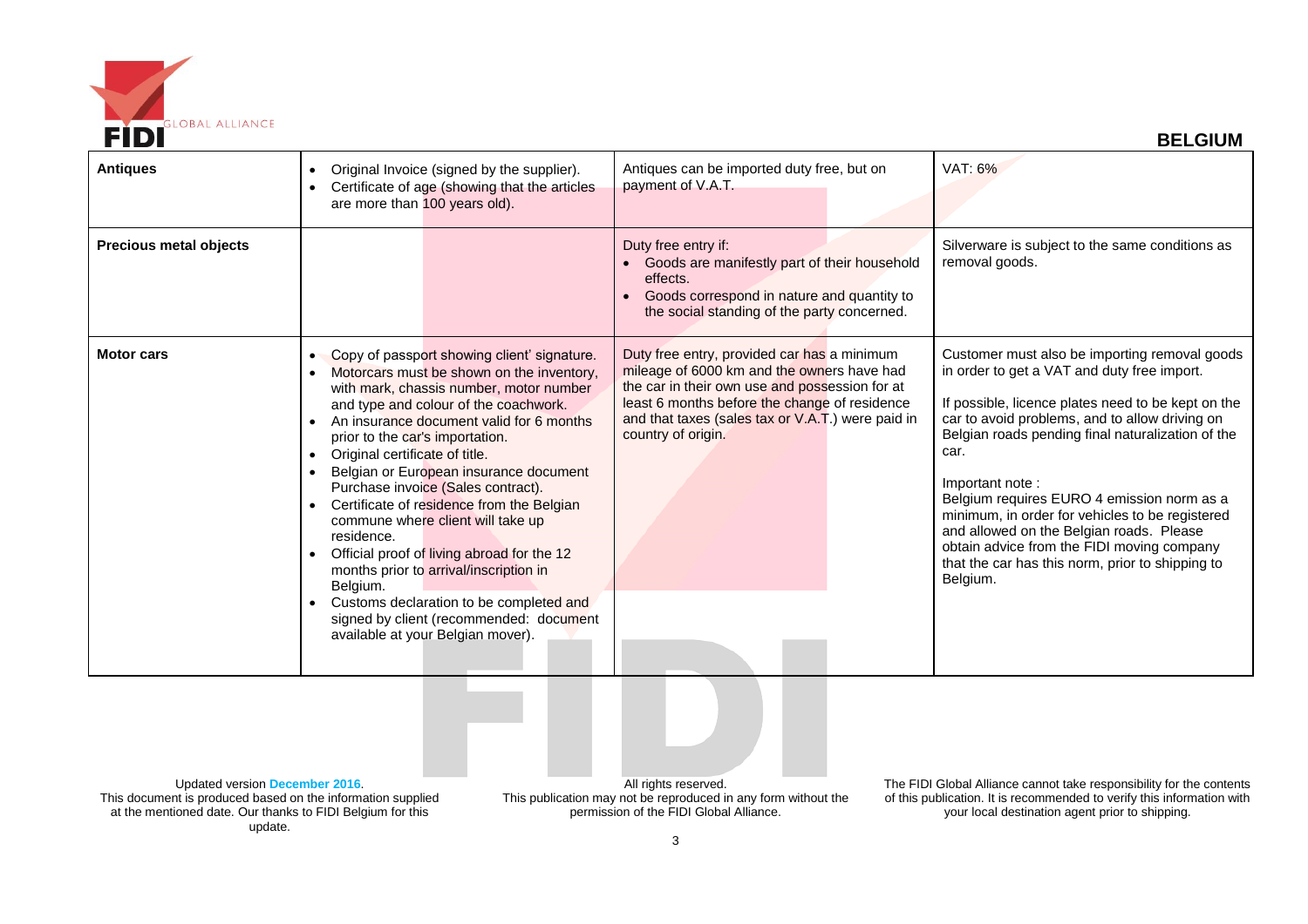## BELGIUM

| | | | |
|---|---|---|---|
| **Antiques** | • Original Invoice (signed by the supplier).<br>• Certificate of age (showing that the articles are more than 100 years old). | Antiques can be imported duty free, but on payment of V.A.T. | VAT: 6% |
| **Precious metal objects** | | Duty free entry if:<br>• Goods are manifestly part of their household effects.<br>• Goods correspond in nature and quantity to the social standing of the party concerned. | Silverware is subject to the same conditions as removal goods. |
| **Motor cars** | • Copy of passport showing client' signature.<br>• Motorcars must be shown on the inventory, with mark, chassis number, motor number and type and colour of the coachwork.<br>• An insurance document valid for 6 months prior to the car's importation.<br>• Original certificate of title.<br>• Belgian or European insurance document Purchase invoice (Sales contract).<br>• Certificate of residence from the Belgian commune where client will take up residence.<br>• Official proof of living abroad for the 12 months prior to arrival/inscription in Belgium.<br>• Customs declaration to be completed and signed by client (recommended: document available at your Belgian mover). | Duty free entry, provided car has a minimum mileage of 6000 km and the owners have had the car in their own use and possession for at least 6 months before the change of residence and that taxes (sales tax or V.A.T.) were paid in country of origin. | Customer must also be importing removal goods in order to get a VAT and duty free import.<br><br>If possible, licence plates need to be kept on the car to avoid problems, and to allow driving on Belgian roads pending final naturalization of the car.<br><br>Important note :<br>Belgium requires EURO 4 emission norm as a minimum, in order for vehicles to be registered and allowed on the Belgian roads. Please obtain advice from the FIDI moving company that the car has this norm, prior to shipping to Belgium. |

Updated version December 2016.
This document is produced based on the information supplied at the mentioned date. Our thanks to FIDI Belgium for this update.

All rights reserved.
This publication may not be reproduced in any form without the permission of the FIDI Global Alliance.

The FIDI Global Alliance cannot take responsibility for the contents of this publication. It is recommended to verify this information with your local destination agent prior to shipping.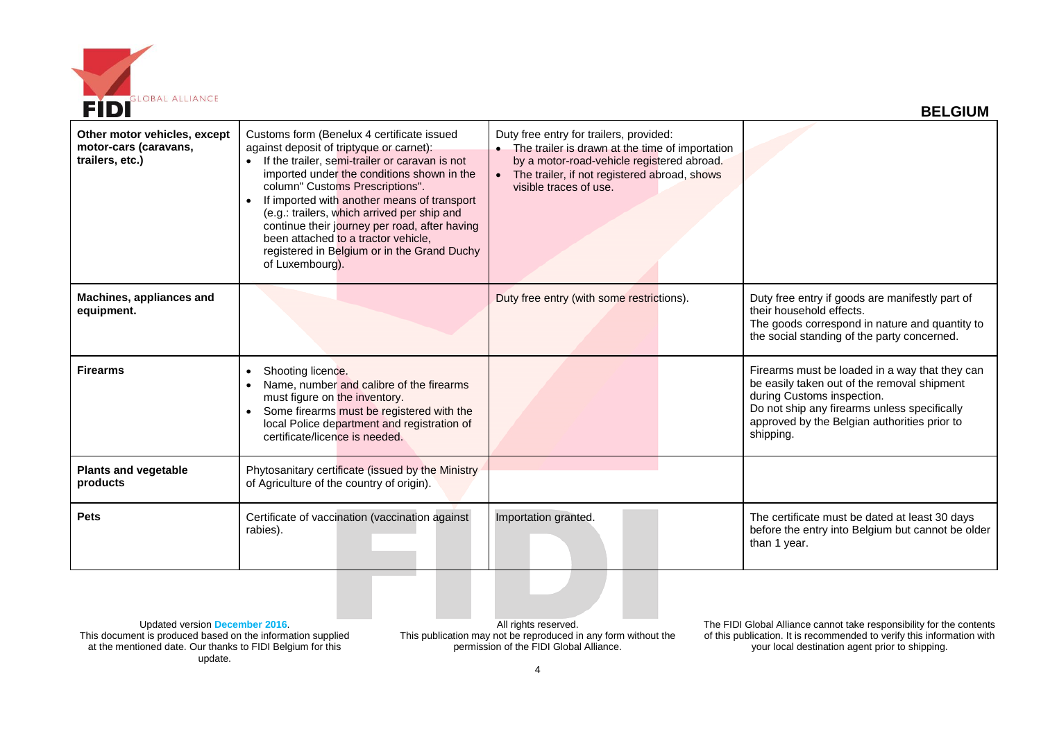| Other motor vehicles, except motor-cars (caravans, trailers, etc.) | Customs form (Benelux 4 certificate issued against deposit of triptyque or carnet):<br>• If the trailer, semi-trailer or caravan is not imported under the conditions shown in the column" Customs Prescriptions".<br>• If imported with another means of transport (e.g.: trailers, which arrived per ship and continue their journey per road, after having been attached to a tractor vehicle, registered in Belgium or in the Grand Duchy of Luxembourg). | Duty free entry for trailers, provided:<br>• The trailer is drawn at the time of importation by a motor-road-vehicle registered abroad.<br>• The trailer, if not registered abroad, shows visible traces of use. | |
|---|---|---|---|
| **Machines, appliances and equipment.** | | Duty free entry (with some restrictions). | Duty free entry if goods are manifestly part of their household effects.<br>The goods correspond in nature and quantity to the social standing of the party concerned. |
| **Firearms** | • Shooting licence.<br>• Name, number and calibre of the firearms must figure on the inventory.<br>• Some firearms must be registered with the local Police department and registration of certificate/licence is needed. | | Firearms must be loaded in a way that they can be easily taken out of the removal shipment during Customs inspection.<br>Do not ship any firearms unless specifically approved by the Belgian authorities prior to shipping. |
| **Plants and vegetable products** | Phytosanitary certificate (issued by the Ministry of Agriculture of the country of origin). | | |
| **Pets** | Certificate of vaccination (vaccination against rabies). | Importation granted. | The certificate must be dated at least 30 days before the entry into Belgium but cannot be older than 1 year. |

Updated version December 2016.
This document is produced based on the information supplied at the mentioned date. Our thanks to FIDI Belgium for this update.

All rights reserved.
This publication may not be reproduced in any form without the permission of the FIDI Global Alliance.

The FIDI Global Alliance cannot take responsibility for the contents of this publication. It is recommended to verify this information with your local destination agent prior to shipping.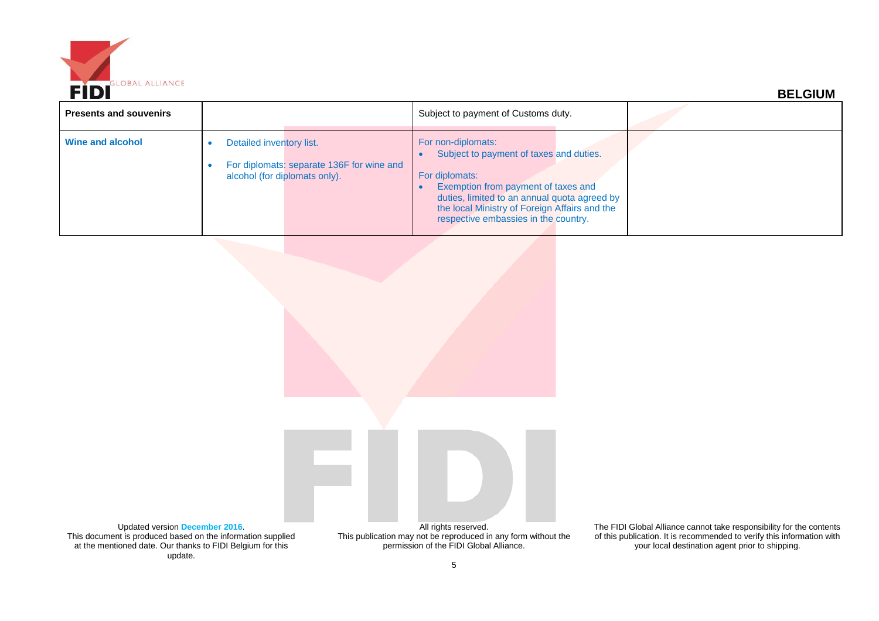| | | | |
|---|---|---|---|
| **Presents and souvenirs** | | Subject to payment of Customs duty. | |
| **Wine and alcohol** | • Detailed inventory list.<br>• For diplomats: separate 136F for wine and alcohol (for diplomats only). | For non-diplomats:<br>• Subject to payment of taxes and duties.<br>For diplomats:<br>• Exemption from payment of taxes and duties, limited to an annual quota agreed by the local Ministry of Foreign Affairs and the respective embassies in the country. | |

Updated version **December 2016**.
This document is produced based on the information supplied at the mentioned date. Our thanks to FIDI Belgium for this update.

All rights reserved.
This publication may not be reproduced in any form without the permission of the FIDI Global Alliance.

The FIDI Global Alliance cannot take responsibility for the contents of this publication. It is recommended to verify this information with your local destination agent prior to shipping.